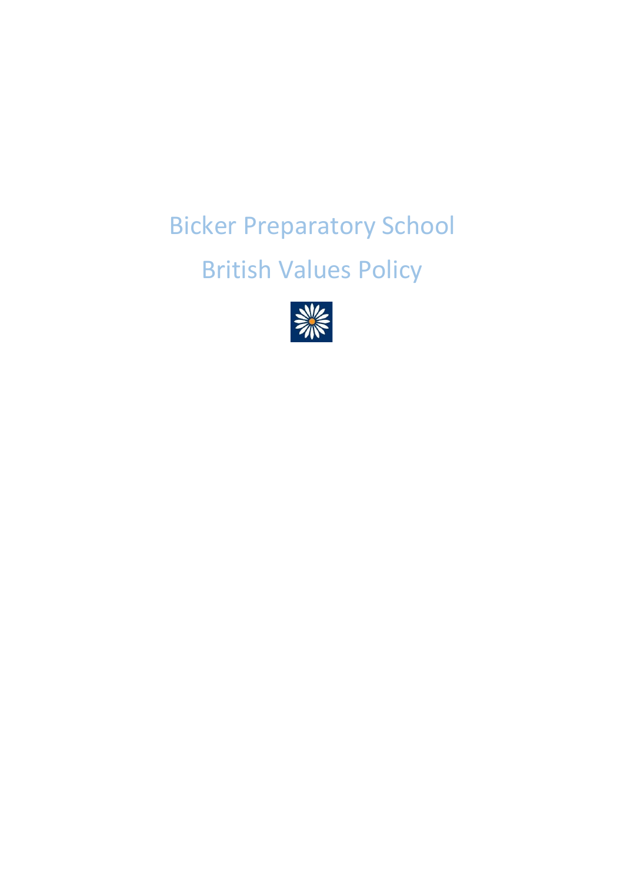# Bicker Preparatory School

# British Values Policy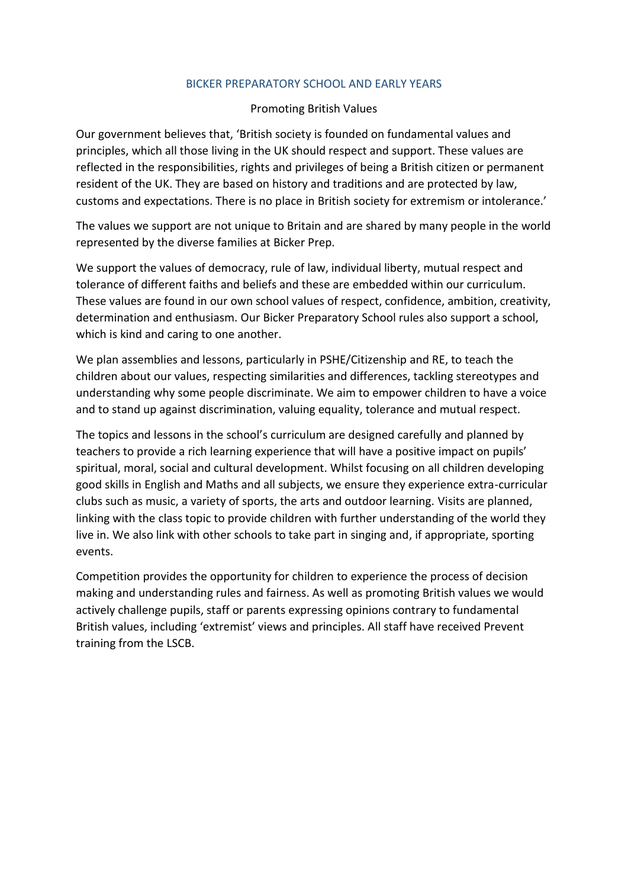## BICKER PREPARATORY SCHOOL AND EARLY YEARS

### Promoting British Values

Our government believes that, 'British society is founded on fundamental values and principles, which all those living in the UK should respect and support. These values are reflected in the responsibilities, rights and privileges of being a British citizen or permanent resident of the UK. They are based on history and traditions and are protected by law, customs and expectations. There is no place in British society for extremism or intolerance.'

The values we support are not unique to Britain and are shared by many people in the world represented by the diverse families at Bicker Prep.

We support the values of democracy, rule of law, individual liberty, mutual respect and tolerance of different faiths and beliefs and these are embedded within our curriculum. These values are found in our own school values of respect, confidence, ambition, creativity, determination and enthusiasm. Our Bicker Preparatory School rules also support a school, which is kind and caring to one another.

We plan assemblies and lessons, particularly in PSHE/Citizenship and RE, to teach the children about our values, respecting similarities and differences, tackling stereotypes and understanding why some people discriminate. We aim to empower children to have a voice and to stand up against discrimination, valuing equality, tolerance and mutual respect.

The topics and lessons in the school's curriculum are designed carefully and planned by teachers to provide a rich learning experience that will have a positive impact on pupils' spiritual, moral, social and cultural development. Whilst focusing on all children developing good skills in English and Maths and all subjects, we ensure they experience extra-curricular clubs such as music, a variety of sports, the arts and outdoor learning. Visits are planned, linking with the class topic to provide children with further understanding of the world they live in. We also link with other schools to take part in singing and, if appropriate, sporting events.

Competition provides the opportunity for children to experience the process of decision making and understanding rules and fairness. As well as promoting British values we would actively challenge pupils, staff or parents expressing opinions contrary to fundamental British values, including 'extremist' views and principles. All staff have received Prevent training from the LSCB.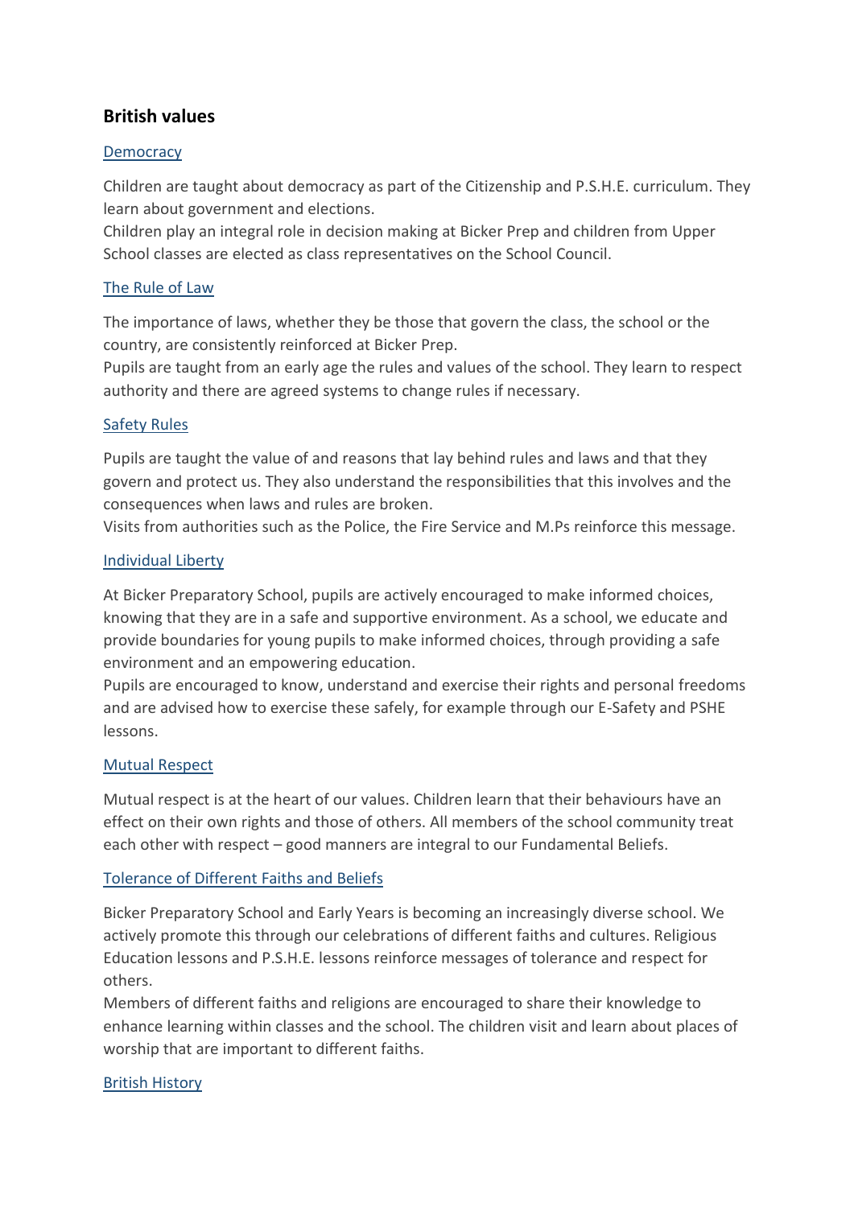## British values

### Democracy

Children are taught about democracy as part of the Citizenship and P.S.H.E. curriculum. They learn about government and elections.
Children play an integral role in decision making at Bicker Prep and children from Upper School classes are elected as class representatives on the School Council.

### The Rule of Law

The importance of laws, whether they be those that govern the class, the school or the country, are consistently reinforced at Bicker Prep.
Pupils are taught from an early age the rules and values of the school. They learn to respect authority and there are agreed systems to change rules if necessary.

### Safety Rules

Pupils are taught the value of and reasons that lay behind rules and laws and that they govern and protect us. They also understand the responsibilities that this involves and the consequences when laws and rules are broken.
Visits from authorities such as the Police, the Fire Service and M.Ps reinforce this message.

### Individual Liberty

At Bicker Preparatory School, pupils are actively encouraged to make informed choices, knowing that they are in a safe and supportive environment. As a school, we educate and provide boundaries for young pupils to make informed choices, through providing a safe environment and an empowering education.
Pupils are encouraged to know, understand and exercise their rights and personal freedoms and are advised how to exercise these safely, for example through our E-Safety and PSHE lessons.

### Mutual Respect

Mutual respect is at the heart of our values. Children learn that their behaviours have an effect on their own rights and those of others. All members of the school community treat each other with respect – good manners are integral to our Fundamental Beliefs.

### Tolerance of Different Faiths and Beliefs

Bicker Preparatory School and Early Years is becoming an increasingly diverse school. We actively promote this through our celebrations of different faiths and cultures. Religious Education lessons and P.S.H.E. lessons reinforce messages of tolerance and respect for others.
Members of different faiths and religions are encouraged to share their knowledge to enhance learning within classes and the school. The children visit and learn about places of worship that are important to different faiths.

### British History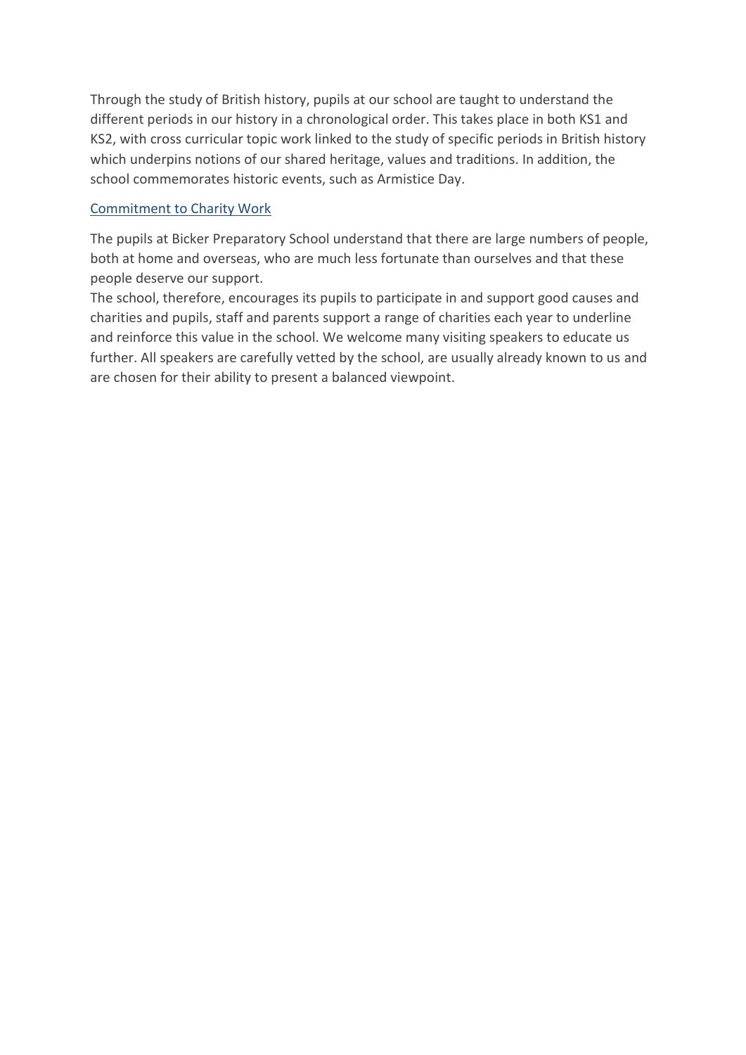Through the study of British history, pupils at our school are taught to understand the different periods in our history in a chronological order. This takes place in both KS1 and KS2, with cross curricular topic work linked to the study of specific periods in British history which underpins notions of our shared heritage, values and traditions. In addition, the school commemorates historic events, such as Armistice Day.

## Commitment to Charity Work

The pupils at Bicker Preparatory School understand that there are large numbers of people, both at home and overseas, who are much less fortunate than ourselves and that these people deserve our support.
The school, therefore, encourages its pupils to participate in and support good causes and charities and pupils, staff and parents support a range of charities each year to underline and reinforce this value in the school. We welcome many visiting speakers to educate us further. All speakers are carefully vetted by the school, are usually already known to us and are chosen for their ability to present a balanced viewpoint.